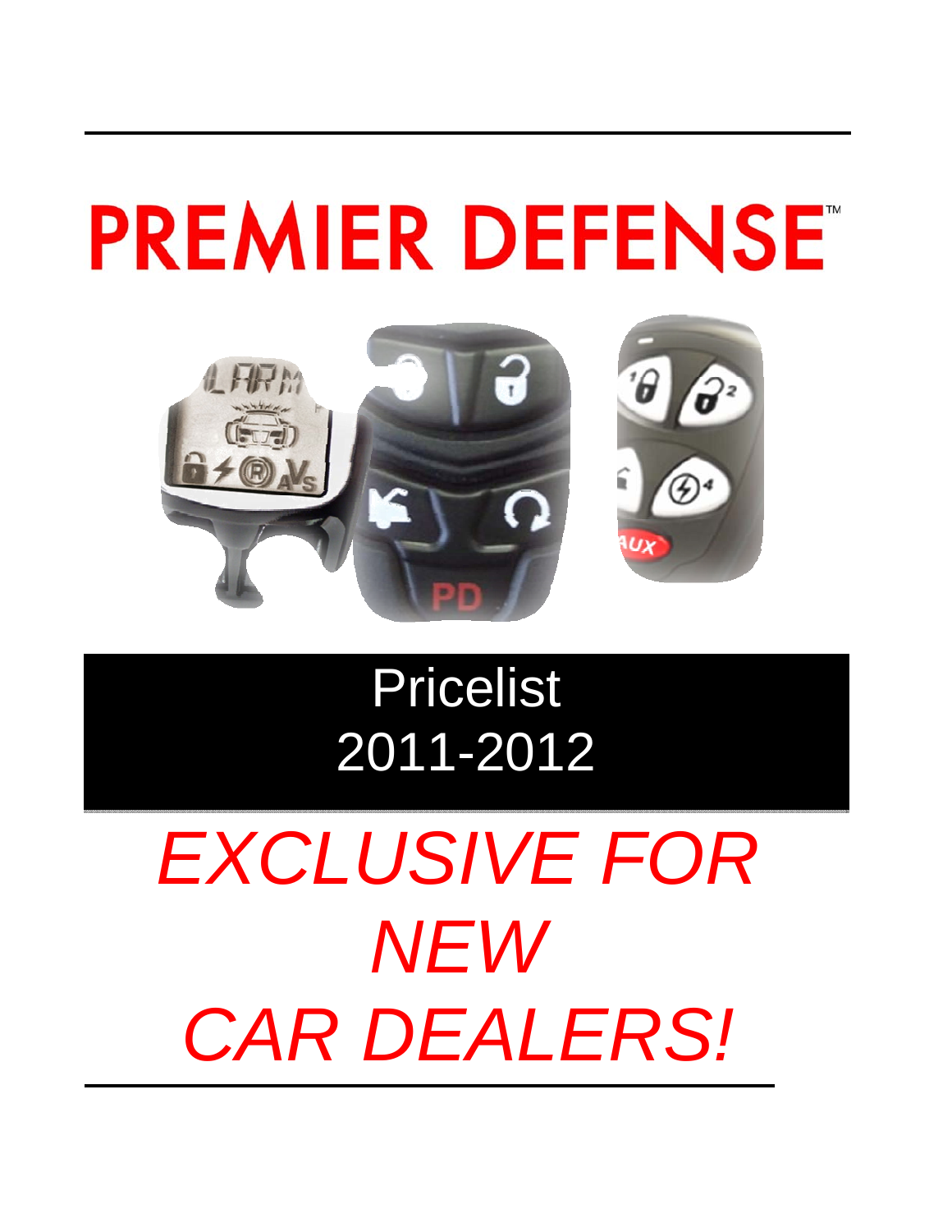# PREMIER DEFENSE™

## Pricelist
## 2011-2012

*EXCLUSIVE FOR NEW CAR DEALERS!*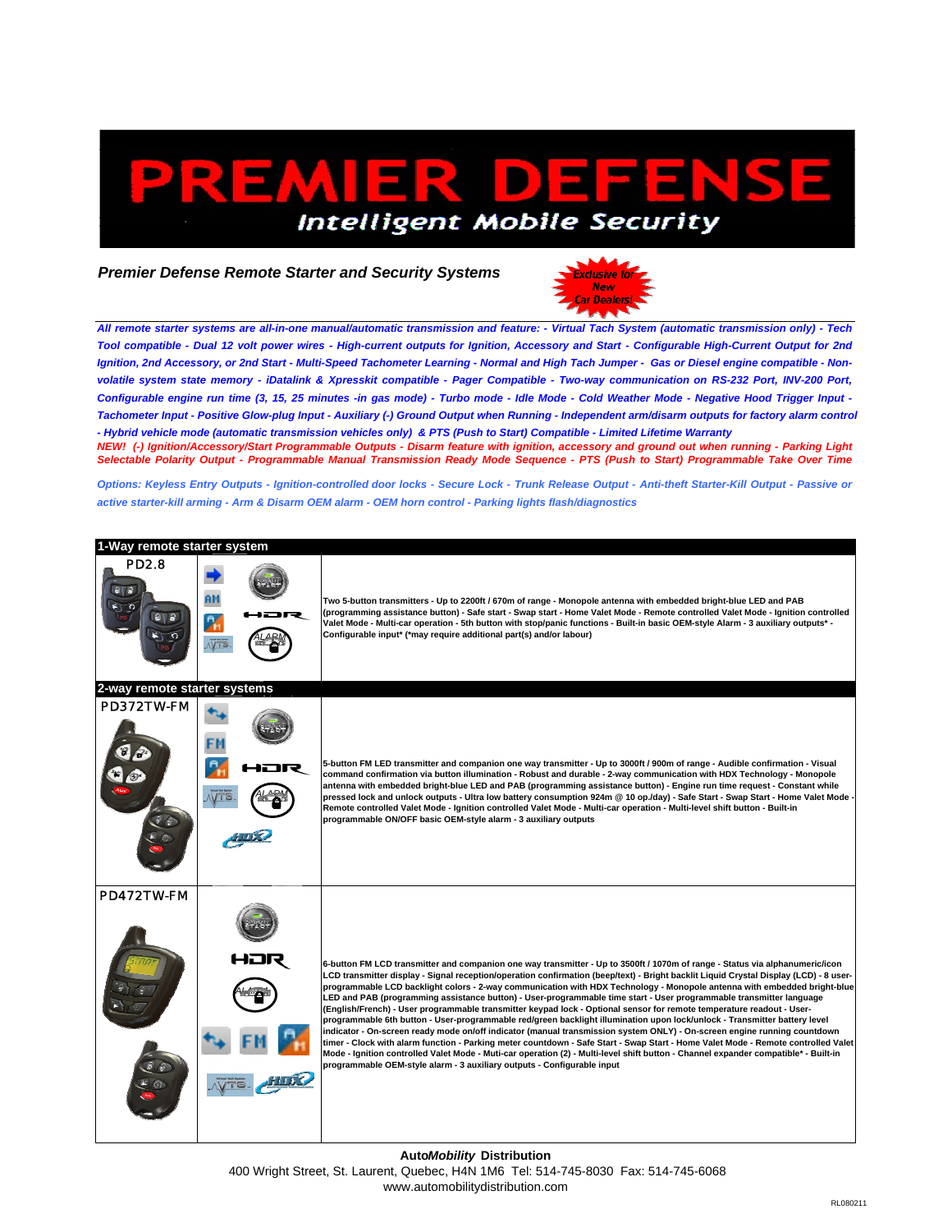# PREMIER DEFENSE

*Intelligent Mobile Security*

## *Premier Defense Remote Starter and Security Systems*

Exclusive for New Car Dealers!

***All remote starter systems are all-in-one manual/automatic transmission and feature: - Virtual Tach System (automatic transmission only) - Tech Tool compatible - Dual 12 volt power wires - High-current outputs for Ignition, Accessory and Start - Configurable High-Current Output for 2nd Ignition, 2nd Accessory, or 2nd Start - Multi-Speed Tachometer Learning - Normal and High Tach Jumper - Gas or Diesel engine compatible - Non-volatile system state memory - iDatalink & Xpresskit compatible - Pager Compatible - Two-way communication on RS-232 Port, INV-200 Port, Configurable engine run time (3, 15, 25 minutes -in gas mode) - Turbo mode - Idle Mode - Cold Weather Mode - Negative Hood Trigger Input - Tachometer Input - Positive Glow-plug Input - Auxiliary (-) Ground Output when Running - Independent arm/disarm outputs for factory alarm control - Hybrid vehicle mode (automatic transmission vehicles only) & PTS (Push to Start) Compatible - Limited Lifetime Warranty***

***NEW! (-) Ignition/Accessory/Start Programmable Outputs - Disarm feature with ignition, accessory and ground out when running - Parking Light Selectable Polarity Output - Programmable Manual Transmission Ready Mode Sequence - PTS (Push to Start) Programmable Take Over Time***

***Options: Keyless Entry Outputs - Ignition-controlled door locks - Secure Lock - Trunk Release Output - Anti-theft Starter-Kill Output - Passive or active starter-kill arming - Arm & Disarm OEM alarm - OEM horn control - Parking lights flash/diagnostics***

| Model | Features | Description |
|---|---|---|
| **1-Way remote starter system** | | |
| PD2.8 | AM, HDR, VTS, Alarm | Two 5-button transmitters - Up to 2200ft / 670m of range - Monopole antenna with embedded bright-blue LED and PAB (programming assistance button) - Safe start - Swap start - Home Valet Mode - Remote controlled Valet Mode - Ignition controlled Valet Mode - Multi-car operation - 5th button with stop/panic functions - Built-in basic OEM-style Alarm - 3 auxiliary outputs* - Configurable input* (*may require additional part(s) and/or labour) |
| **2-way remote starter systems** | | |
| PD372TW-FM | FM, HDR, VTS, Alarm, HDX | 5-button FM LED transmitter and companion one way transmitter - Up to 3000ft / 900m of range - Audible confirmation - Visual command confirmation via button illumination - Robust and durable - 2-way communication with HDX Technology - Monopole antenna with embedded bright-blue LED and PAB (programming assistance button) - Engine run time request - Constant while pressed lock and unlock outputs - Ultra low battery consumption 924m @ 10 op./day) - Safe Start - Swap Start - Home Valet Mode - Remote controlled Valet Mode - Ignition controlled Valet Mode - Multi-car operation - Multi-level shift button - Built-in programmable ON/OFF basic OEM-style alarm - 3 auxiliary outputs |
| PD472TW-FM | HDR, Alarm, FM, VTS, HDX | 6-button FM LCD transmitter and companion one way transmitter - Up to 3500ft / 1070m of range - Status via alphanumeric/icon LCD transmitter display - Signal reception/operation confirmation (beep/text) - Bright backlit Liquid Crystal Display (LCD) - 8 user-programmable LCD backlight colors - 2-way communication with HDX Technology - Monopole antenna with embedded bright-blue LED and PAB (programming assistance button) - User programmable transmitter language (English/French) - User programmable transmitter keypad lock - Optional sensor for remote temperature readout - User-programmable 6th button - User-programmable red/green backlight illumination upon lock/unlock - Transmitter battery level indicator - On-screen ready mode on/off indicator (manual transmission system ONLY) - On-screen engine running countdown timer - Clock with alarm function - Parking meter countdown - Safe Start - Swap Start - Home Valet Mode - Remote controlled Valet Mode - Ignition controlled Valet Mode - Muti-car operation (2) - Multi-level shift button - Channel expander compatible* - Built-in programmable OEM-style alarm - 3 auxiliary outputs - Configurable input |

**Auto*Mobility* Distribution**
400 Wright Street, St. Laurent, Quebec, H4N 1M6 Tel: 514-745-8030 Fax: 514-745-6068
www.automobilitydistribution.com

RL080211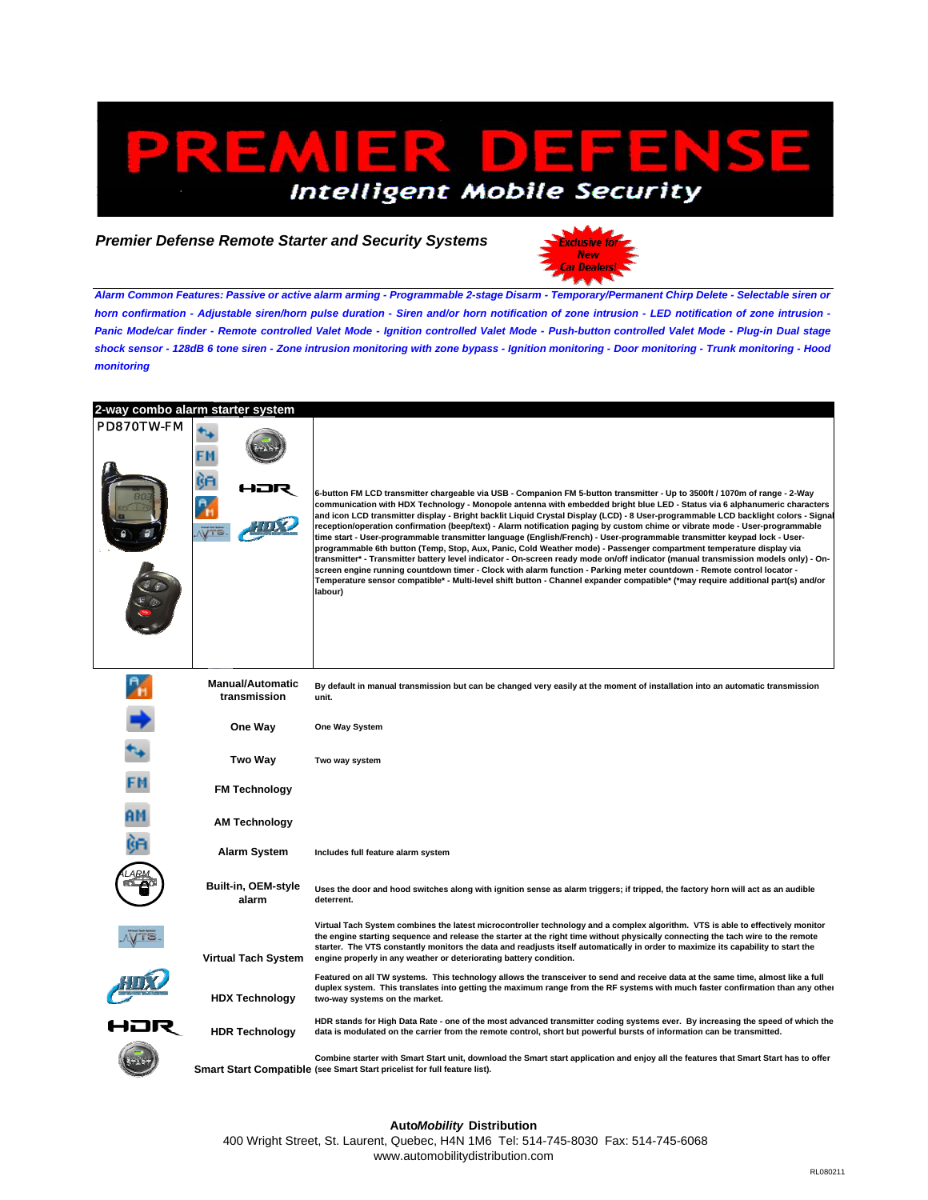# PREMIER DEFENSE

*Intelligent Mobile Security*

***Premier Defense Remote Starter and Security Systems***

Exclusive for New Car Dealers!

***Alarm Common Features: Passive or active alarm arming - Programmable 2-stage Disarm - Temporary/Permanent Chirp Delete - Selectable siren or horn confirmation - Adjustable siren/horn pulse duration - Siren and/or horn notification of zone intrusion - LED notification of zone intrusion - Panic Mode/car finder - Remote controlled Valet Mode - Ignition controlled Valet Mode - Push-button controlled Valet Mode - Plug-in Dual stage shock sensor - 128dB 6 tone siren - Zone intrusion monitoring with zone bypass - Ignition monitoring - Door monitoring - Trunk monitoring - Hood monitoring***

## 2-way combo alarm starter system

| Model | Features | Description |
|---|---|---|
| PD870TW-FM | Two Way, FM, Alarm System, Manual/Automatic, VTS, Smart Start, HDR, HDX | **6-button FM LCD transmitter chargeable via USB - Companion FM 5-button transmitter - Up to 3500ft / 1070m of range - 2-Way communication with HDX Technology - Monopole antenna with embedded bright blue LED - Status via 6 alphanumeric characters and icon LCD transmitter display - Bright backlit Liquid Crystal Display (LCD) - 8 User-programmable LCD backlight colors - Signal reception/operation confirmation (beep/text) - Alarm notification paging by custom chime or vibrate mode - User-programmable time start - User-programmable transmitter language (English/French) - User-programmable transmitter keypad lock - User-programmable 6th button (Temp, Stop, Aux, Panic, Cold Weather mode) - Passenger compartment temperature display via transmitter* - Transmitter battery level indicator - On-screen ready mode on/off indicator (manual transmission models only) - On-screen engine running countdown timer - Clock with alarm function - Parking meter countdown - Remote control locator - Temperature sensor compatible* - Multi-level shift button - Channel expander compatible* (*may require additional part(s) and/or labour)** |

| | Feature | Description |
|---|---|---|
| | **Manual/Automatic transmission** | **By default in manual transmission but can be changed very easily at the moment of installation into an automatic transmission unit.** |
| | **One Way** | **One Way System** |
| | **Two Way** | **Two way system** |
| | **FM Technology** | |
| | **AM Technology** | |
| | **Alarm System** | **Includes full feature alarm system** |
| | **Built-in, OEM-style alarm** | **Uses the door and hood switches along with ignition sense as alarm triggers; if tripped, the factory horn will act as an audible deterrent.** |
| | **Virtual Tach System** | **Virtual Tach System combines the latest microcontroller technology and a complex algorithm. VTS is able to effectively monitor the engine starting sequence and release the starter at the right time without physically connecting the tach wire to the remote starter. The VTS constantly monitors the data and readjusts itself automatically in order to maximize its capability to start the engine properly in any weather or deteriorating battery condition.** |
| | **HDX Technology** | **Featured on all TW systems. This technology allows the transceiver to send and receive data at the same time, almost like a full duplex system. This translates into getting the maximum range from the RF systems with much faster confirmation than any other two-way systems on the market.** |
| | **HDR Technology** | **HDR stands for High Data Rate - one of the most advanced transmitter coding systems ever. By increasing the speed of which the data is modulated on the carrier from the remote control, short but powerful bursts of information can be transmitted.** |
| | **Smart Start Compatible** | **Combine starter with Smart Start unit, download the Smart start application and enjoy all the features that Smart Start has to offer (see Smart Start pricelist for full feature list).** |

**Auto*Mobility* Distribution**
400 Wright Street, St. Laurent, Quebec, H4N 1M6 Tel: 514-745-8030 Fax: 514-745-6068
www.automobilitydistribution.com

RL080211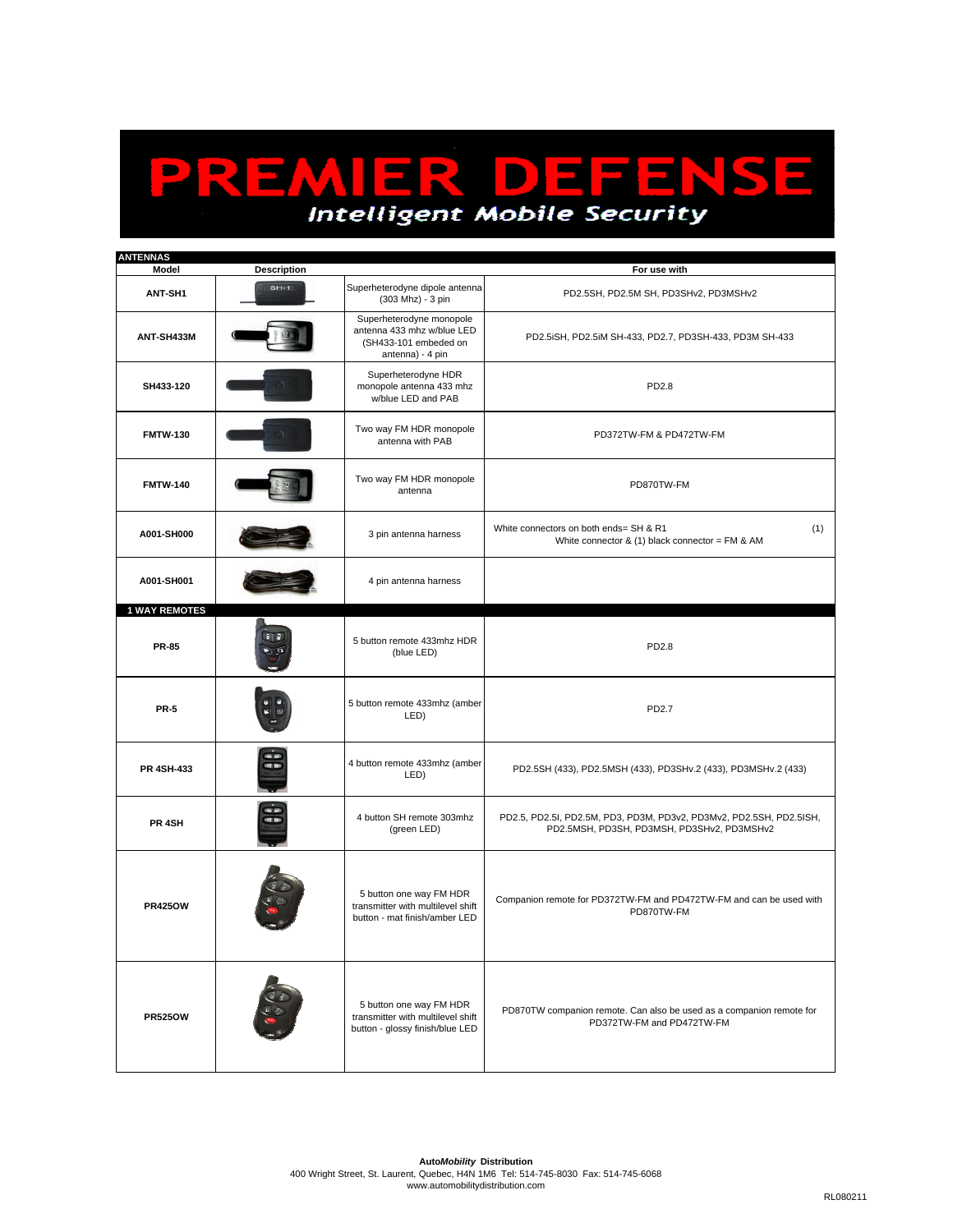# PREMIER DEFENSE

*Intelligent Mobile Security*

| Model | Description | | For use with |
|---|---|---|---|
| **ANTENNAS** | | | |
| **ANT-SH1** | | Superheterodyne dipole antenna (303 Mhz) - 3 pin | PD2.5SH, PD2.5M SH, PD3SHv2, PD3MSHv2 |
| **ANT-SH433M** | | Superheterodyne monopole antenna 433 mhz w/blue LED (SH433-101 embeded on antenna) - 4 pin | PD2.5iSH, PD2.5iM SH-433, PD2.7, PD3SH-433, PD3M SH-433 |
| **SH433-120** | | Superheterodyne HDR monopole antenna 433 mhz w/blue LED and PAB | PD2.8 |
| **FMTW-130** | | Two way FM HDR monopole antenna with PAB | PD372TW-FM & PD472TW-FM |
| **FMTW-140** | | Two way FM HDR monopole antenna | PD870TW-FM |
| **A001-SH000** | | 3 pin antenna harness | White connectors on both ends= SH & R1 (1) White connector & (1) black connector = FM & AM |
| **A001-SH001** | | 4 pin antenna harness | |
| **1 WAY REMOTES** | | | |
| **PR-85** | | 5 button remote 433mhz HDR (blue LED) | PD2.8 |
| **PR-5** | | 5 button remote 433mhz (amber LED) | PD2.7 |
| **PR 4SH-433** | | 4 button remote 433mhz (amber LED) | PD2.5SH (433), PD2.5MSH (433), PD3SHv.2 (433), PD3MSHv.2 (433) |
| **PR 4SH** | | 4 button SH remote 303mhz (green LED) | PD2.5, PD2.5I, PD2.5M, PD3, PD3M, PD3v2, PD3Mv2, PD2.5SH, PD2.5ISH, PD2.5MSH, PD3SH, PD3MSH, PD3SHv2, PD3MSHv2 |
| **PR425OW** | | 5 button one way FM HDR transmitter with multilevel shift button - mat finish/amber LED | Companion remote for PD372TW-FM and PD472TW-FM and can be used with PD870TW-FM |
| **PR525OW** | | 5 button one way FM HDR transmitter with multilevel shift button - glossy finish/blue LED | PD870TW companion remote. Can also be used as a companion remote for PD372TW-FM and PD472TW-FM |

***Auto*Mobility Distribution**
400 Wright Street, St. Laurent, Quebec, H4N 1M6 Tel: 514-745-8030 Fax: 514-745-6068
www.automobilitydistribution.com

RL080211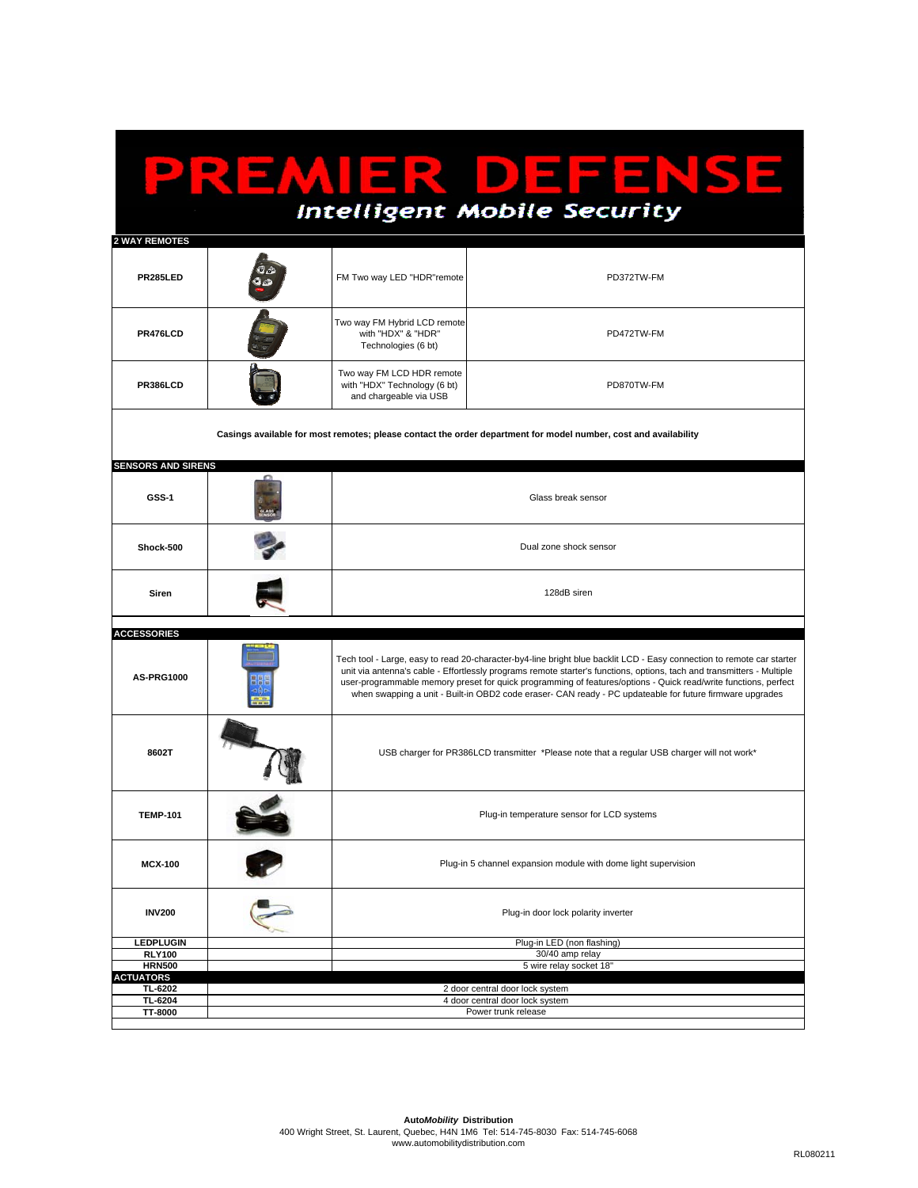# PREMIER DEFENSE

*Intelligent Mobile Security*

## 2 WAY REMOTES

| | | | |
|---|---|---|---|
| **PR285LED** | | FM Two way LED "HDR"remote | PD372TW-FM |
| **PR476LCD** | | Two way FM Hybrid LCD remote with "HDX" & "HDR" Technologies (6 bt) | PD472TW-FM |
| **PR386LCD** | | Two way FM LCD HDR remote with "HDX" Technology (6 bt) and chargeable via USB | PD870TW-FM |

**Casings available for most remotes; please contact the order department for model number, cost and availability**

## SENSORS AND SIRENS

| | | |
|---|---|---|
| **GSS-1** | | Glass break sensor |
| **Shock-500** | | Dual zone shock sensor |
| **Siren** | | 128dB siren |

## ACCESSORIES

| | | |
|---|---|---|
| **AS-PRG1000** | | Tech tool - Large, easy to read 20-character-by4-line bright blue backlit LCD - Easy connection to remote car starter unit via antenna's cable - Effortlessly programs remote starter's functions, options, tach and transmitters - Multiple user-programmable memory preset for quick programming of features/options - Quick read/write functions, perfect when swapping a unit - Built-in OBD2 code eraser- CAN ready - PC updateable for future firmware upgrades |
| **8602T** | | USB charger for PR386LCD transmitter *Please note that a regular USB charger will not work* |
| **TEMP-101** | | Plug-in temperature sensor for LCD systems |
| **MCX-100** | | Plug-in 5 channel expansion module with dome light supervision |
| **INV200** | | Plug-in door lock polarity inverter |
| **LEDPLUGIN** | | Plug-in LED (non flashing) |
| **RLY100** | | 30/40 amp relay |
| **HRN500** | | 5 wire relay socket 18" |

## ACTUATORS

| | |
|---|---|
| **TL-6202** | 2 door central door lock system |
| **TL-6204** | 4 door central door lock system |
| **TT-8000** | Power trunk release |

**Auto*Mobility* Distribution**
400 Wright Street, St. Laurent, Quebec, H4N 1M6 Tel: 514-745-8030 Fax: 514-745-6068
www.automobilitydistribution.com

RL080211